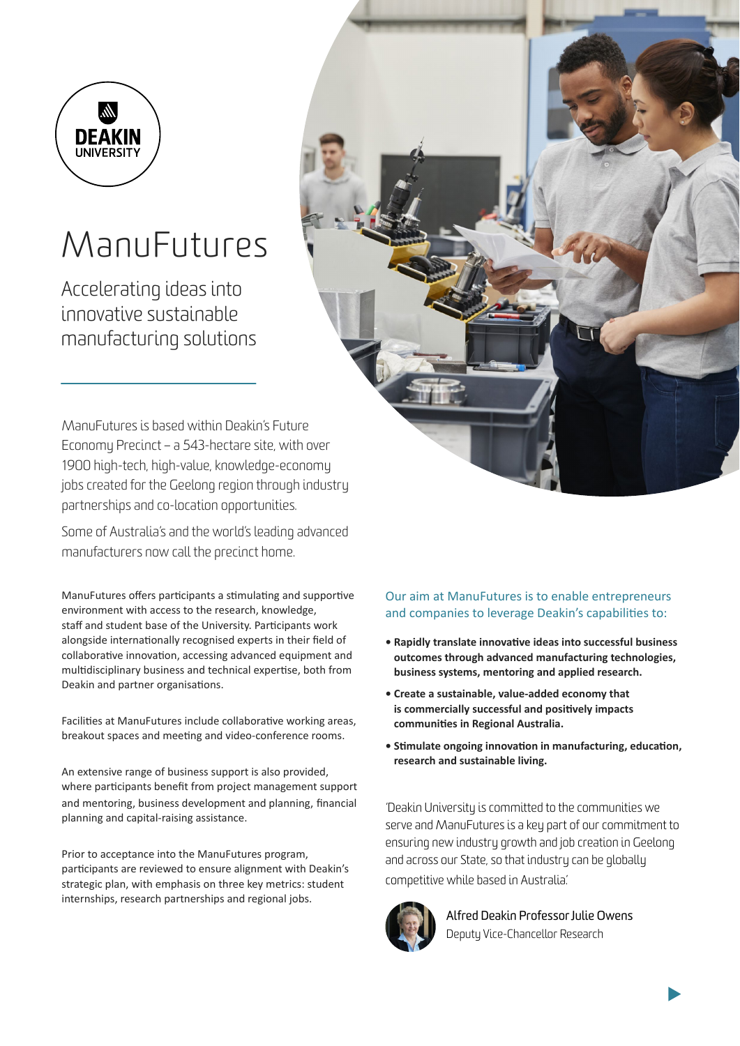DEAKIN UNIVERSITY

# ManuFutures

## Accelerating ideas into innovative sustainable manufacturing solutions

ManuFutures is based within Deakin's Future Economy Precinct – a 543-hectare site, with over 1900 high-tech, high-value, knowledge-economy jobs created for the Geelong region through industry partnerships and co-location opportunities.

Some of Australia's and the world's leading advanced manufacturers now call the precinct home.

ManuFutures offers participants a stimulating and supportive environment with access to the research, knowledge, staff and student base of the University. Participants work alongside internationally recognised experts in their field of collaborative innovation, accessing advanced equipment and multidisciplinary business and technical expertise, both from Deakin and partner organisations.

Facilities at ManuFutures include collaborative working areas, breakout spaces and meeting and video-conference rooms.

An extensive range of business support is also provided, where participants benefit from project management support and mentoring, business development and planning, financial planning and capital-raising assistance.

Prior to acceptance into the ManuFutures program, participants are reviewed to ensure alignment with Deakin's strategic plan, with emphasis on three key metrics: student internships, research partnerships and regional jobs.

Our aim at ManuFutures is to enable entrepreneurs and companies to leverage Deakin's capabilities to:

- **Rapidly translate innovative ideas into successful business outcomes through advanced manufacturing technologies, business systems, mentoring and applied research.**
- **Create a sustainable, value-added economy that is commercially successful and positively impacts communities in Regional Australia.**
- **Stimulate ongoing innovation in manufacturing, education, research and sustainable living.**

'Deakin University is committed to the communities we serve and ManuFutures is a key part of our commitment to ensuring new industry growth and job creation in Geelong and across our State, so that industry can be globally competitive while based in Australia.'

Alfred Deakin Professor Julie Owens
Deputy Vice-Chancellor Research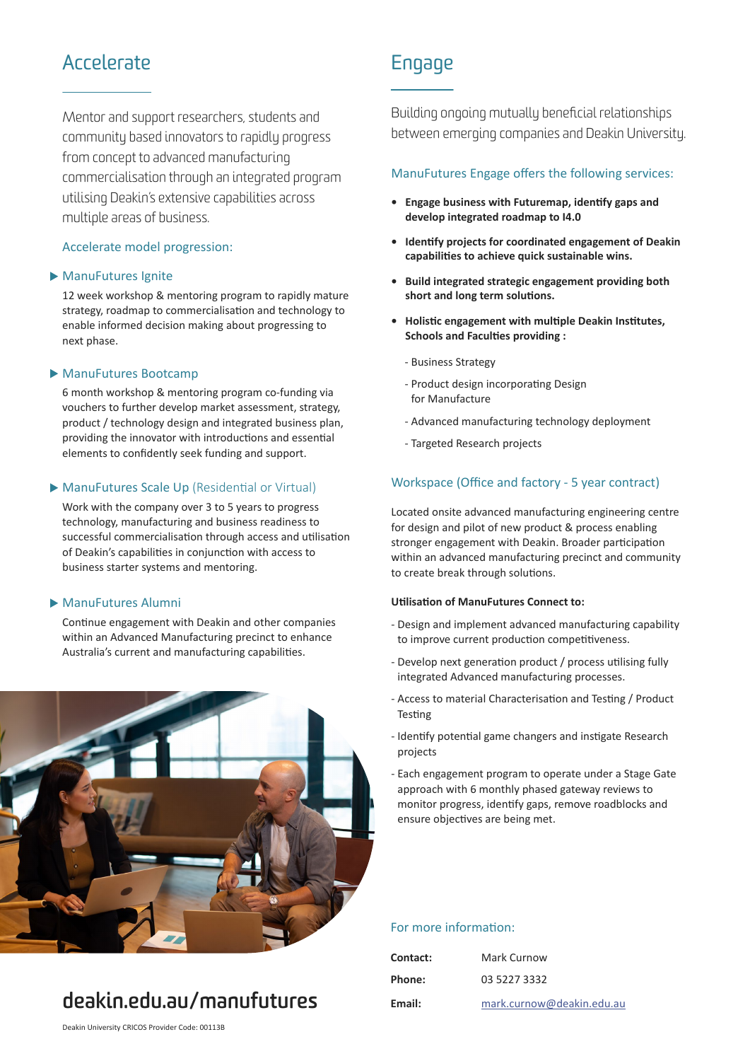## Accelerate

Mentor and support researchers, students and community based innovators to rapidly progress from concept to advanced manufacturing commercialisation through an integrated program utilising Deakin's extensive capabilities across multiple areas of business.

### Accelerate model progression:

#### ▶ ManuFutures Ignite

12 week workshop & mentoring program to rapidly mature strategy, roadmap to commercialisation and technology to enable informed decision making about progressing to next phase.

#### ▶ ManuFutures Bootcamp

6 month workshop & mentoring program co-funding via vouchers to further develop market assessment, strategy, product / technology design and integrated business plan, providing the innovator with introductions and essential elements to confidently seek funding and support.

#### ▶ ManuFutures Scale Up (Residential or Virtual)

Work with the company over 3 to 5 years to progress technology, manufacturing and business readiness to successful commercialisation through access and utilisation of Deakin's capabilities in conjunction with access to business starter systems and mentoring.

#### ▶ ManuFutures Alumni

Continue engagement with Deakin and other companies within an Advanced Manufacturing precinct to enhance Australia's current and manufacturing capabilities.

## deakin.edu.au/manufutures

Deakin University CRICOS Provider Code: 00113B

## Engage

Building ongoing mutually beneficial relationships between emerging companies and Deakin University.

### ManuFutures Engage offers the following services:

- **Engage business with Futuremap, identify gaps and develop integrated roadmap to I4.0**
- **Identify projects for coordinated engagement of Deakin capabilities to achieve quick sustainable wins.**
- **Build integrated strategic engagement providing both short and long term solutions.**
- **Holistic engagement with multiple Deakin Institutes, Schools and Faculties providing :**
  - Business Strategy
  - Product design incorporating Design for Manufacture
  - Advanced manufacturing technology deployment
  - Targeted Research projects

### Workspace (Office and factory - 5 year contract)

Located onsite advanced manufacturing engineering centre for design and pilot of new product & process enabling stronger engagement with Deakin. Broader participation within an advanced manufacturing precinct and community to create break through solutions.

**Utilisation of ManuFutures Connect to:**

- Design and implement advanced manufacturing capability to improve current production competitiveness.
- Develop next generation product / process utilising fully integrated Advanced manufacturing processes.
- Access to material Characterisation and Testing / Product Testing
- Identify potential game changers and instigate Research projects
- Each engagement program to operate under a Stage Gate approach with 6 monthly phased gateway reviews to monitor progress, identify gaps, remove roadblocks and ensure objectives are being met.

### For more information:

| | |
|---|---|
| **Contact:** | Mark Curnow |
| **Phone:** | 03 5227 3332 |
| **Email:** | mark.curnow@deakin.edu.au |